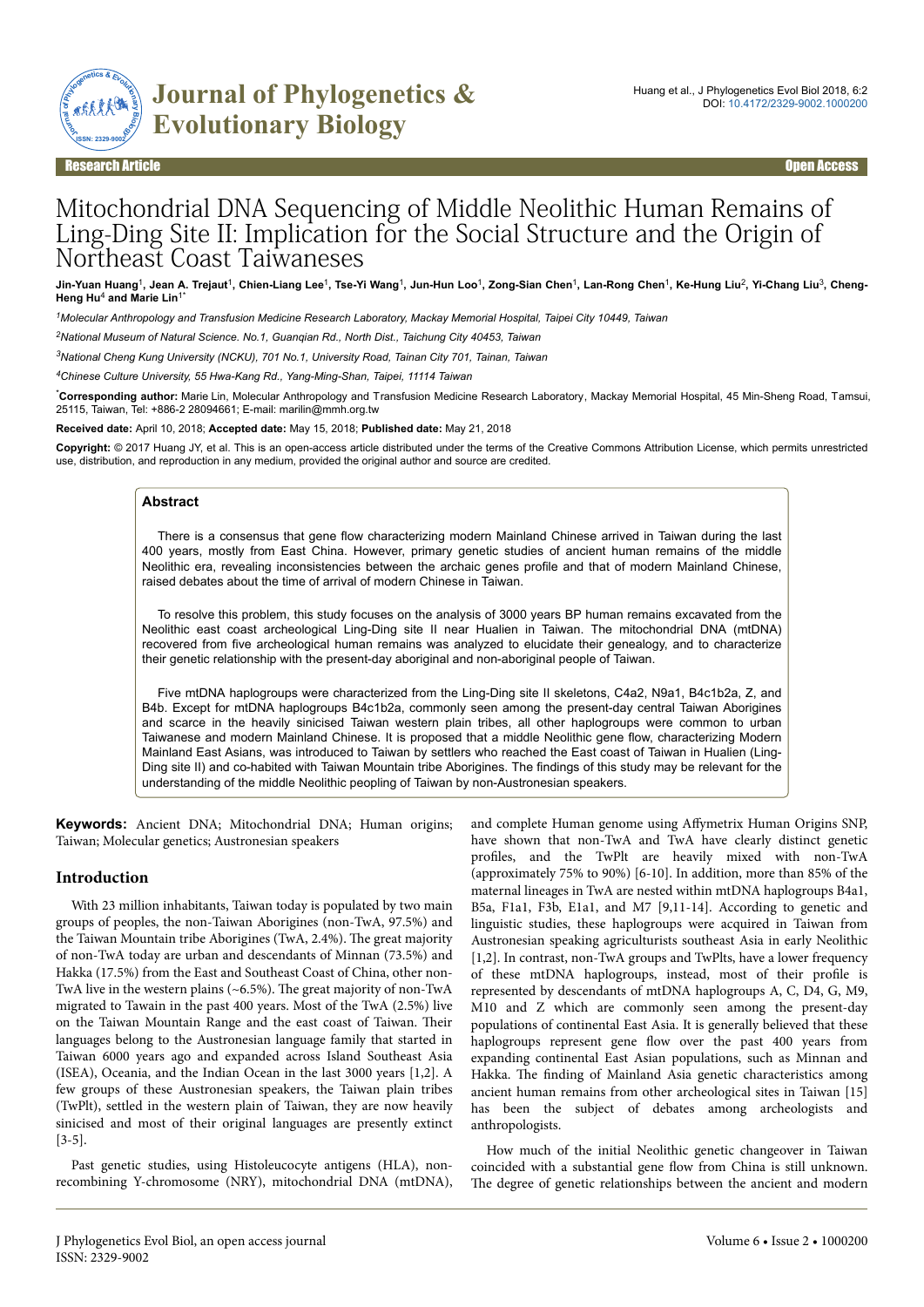Research Article Open Access

# Mitochondrial DNA Sequencing of Middle Neolithic Human Remains of Ling-Ding Site II: Implication for the Social Structure and the Origin of Northeast Coast Taiwaneses

**Jin-Yuan Huang[1], Jean A. Trejaut[1], Chien-Liang Lee[1], Tse-Yi Wang[1], Jun-Hun Loo[1], Zong-Sian Chen[1], Lan-Rong Chen[1], Ke-Hung Liu[2], Yi-Chang Liu[3], Cheng-Heng Hu[4] and Marie Lin[1*]**

[1] *Molecular Anthropology and Transfusion Medicine Research Laboratory, Mackay Memorial Hospital, Taipei City 10449, Taiwan*

[2] *National Museum of Natural Science. No.1, Guanqian Rd., North Dist., Taichung City 40453, Taiwan*

[3] *National Cheng Kung University (NCKU), 701 No.1, University Road, Tainan City 701, Tainan, Taiwan*

[4] *Chinese Culture University, 55 Hwa-Kang Rd., Yang-Ming-Shan, Taipei, 11114 Taiwan*

[*] **Corresponding author:** Marie Lin, Molecular Anthropology and Transfusion Medicine Research Laboratory, Mackay Memorial Hospital, 45 Min-Sheng Road, Tamsui, 25115, Taiwan, Tel: +886-2 28094661; E-mail: marilin@mmh.org.tw

**Received date:** April 10, 2018; **Accepted date:** May 15, 2018; **Published date:** May 21, 2018

**Copyright:** © 2017 Huang JY, et al. This is an open-access article distributed under the terms of the Creative Commons Attribution License, which permits unrestricted use, distribution, and reproduction in any medium, provided the original author and source are credited.

## Abstract

There is a consensus that gene flow characterizing modern Mainland Chinese arrived in Taiwan during the last 400 years, mostly from East China. However, primary genetic studies of ancient human remains of the middle Neolithic era, revealing inconsistencies between the archaic genes profile and that of modern Mainland Chinese, raised debates about the time of arrival of modern Chinese in Taiwan.

To resolve this problem, this study focuses on the analysis of 3000 years BP human remains excavated from the Neolithic east coast archeological Ling-Ding site II near Hualien in Taiwan. The mitochondrial DNA (mtDNA) recovered from five archeological human remains was analyzed to elucidate their genealogy, and to characterize their genetic relationship with the present-day aboriginal and non-aboriginal people of Taiwan.

Five mtDNA haplogroups were characterized from the Ling-Ding site II skeletons, C4a2, N9a1, B4c1b2a, Z, and B4b. Except for mtDNA haplogroups B4c1b2a, commonly seen among the present-day central Taiwan Aborigines and scarce in the heavily sinicised Taiwan western plain tribes, all other haplogroups were common to urban Taiwanese and modern Mainland Chinese. It is proposed that a middle Neolithic gene flow, characterizing Modern Mainland East Asians, was introduced to Taiwan by settlers who reached the East coast of Taiwan in Hualien (Ling-Ding site II) and co-habited with Taiwan Mountain tribe Aborigines. The findings of this study may be relevant for the understanding of the middle Neolithic peopling of Taiwan by non-Austronesian speakers.

**Keywords:** Ancient DNA; Mitochondrial DNA; Human origins; Taiwan; Molecular genetics; Austronesian speakers

## Introduction

With 23 million inhabitants, Taiwan today is populated by two main groups of peoples, the non-Taiwan Aborigines (non-TwA, 97.5%) and the Taiwan Mountain tribe Aborigines (TwA, 2.4%). The great majority of non-TwA today are urban and descendants of Minnan (73.5%) and Hakka (17.5%) from the East and Southeast Coast of China, other non-TwA live in the western plains (~6.5%). The great majority of non-TwA migrated to Tawain in the past 400 years. Most of the TwA (2.5%) live on the Taiwan Mountain Range and the east coast of Taiwan. Their languages belong to the Austronesian language family that started in Taiwan 6000 years ago and expanded across Island Southeast Asia (ISEA), Oceania, and the Indian Ocean in the last 3000 years [1,2]. A few groups of these Austronesian speakers, the Taiwan plain tribes (TwPlt), settled in the western plain of Taiwan, they are now heavily sinicised and most of their original languages are presently extinct [3-5].

Past genetic studies, using Histoleucocyte antigens (HLA), non-recombining Y-chromosome (NRY), mitochondrial DNA (mtDNA), and complete Human genome using Affymetrix Human Origins SNP, have shown that non-TwA and TwA have clearly distinct genetic profiles, and the TwPlt are heavily mixed with non-TwA (approximately 75% to 90%) [6-10]. In addition, more than 85% of the maternal lineages in TwA are nested within mtDNA haplogroups B4a1, B5a, F1a1, F3b, E1a1, and M7 [9,11-14]. According to genetic and linguistic studies, these haplogroups were acquired in Taiwan from Austronesian speaking agriculturists southeast Asia in early Neolithic [1,2]. In contrast, non-TwA groups and TwPlts, have a lower frequency of these mtDNA haplogroups, instead, most of their profile is represented by descendants of mtDNA haplogroups A, C, D4, G, M9, M10 and Z which are commonly seen among the present-day populations of continental East Asia. It is generally believed that these haplogroups represent gene flow over the past 400 years from expanding continental East Asian populations, such as Minnan and Hakka. The finding of Mainland Asia genetic characteristics among ancient human remains from other archeological sites in Taiwan [15] has been the subject of debates among archeologists and anthropologists.

How much of the initial Neolithic genetic changeover in Taiwan coincided with a substantial gene flow from China is still unknown. The degree of genetic relationships between the ancient and modern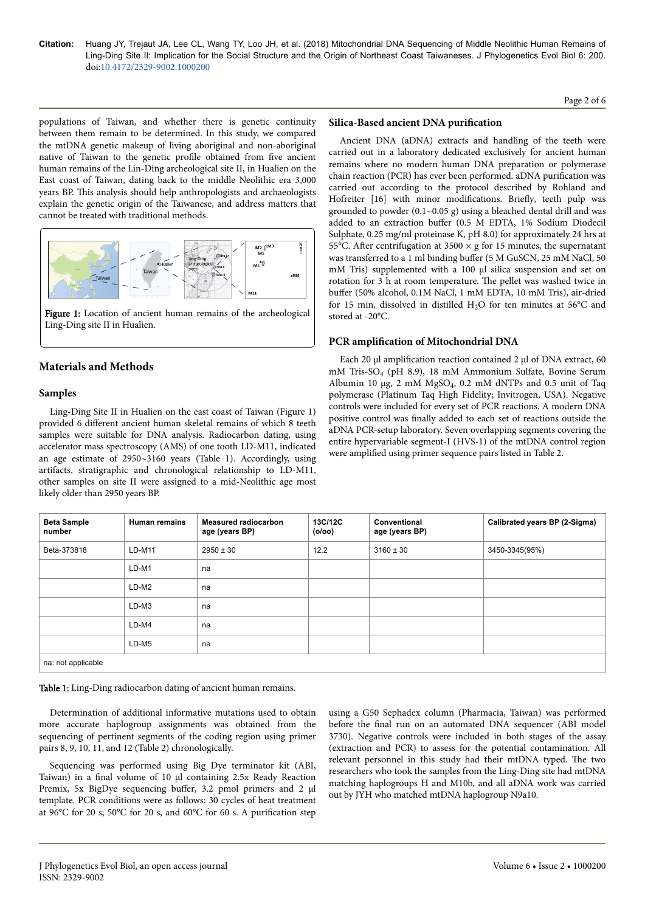populations of Taiwan, and whether there is genetic continuity between them remain to be determined. In this study, we compared the mtDNA genetic makeup of living aboriginal and non-aboriginal native of Taiwan to the genetic profile obtained from five ancient human remains of the Lin-Ding archeological site II, in Hualien on the East coast of Taiwan, dating back to the middle Neolithic era 3,000 years BP. This analysis should help anthropologists and archaeologists explain the genetic origin of the Taiwanese, and address matters that cannot be treated with traditional methods.

**Figure 1:** Location of ancient human remains of the archeological Ling-Ding site II in Hualien.

## Materials and Methods

### Samples

Ling-Ding Site II in Hualien on the east coast of Taiwan (Figure 1) provided 6 different ancient human skeletal remains of which 8 teeth samples were suitable for DNA analysis. Radiocarbon dating, using accelerator mass spectroscopy (AMS) of one tooth LD-M11, indicated an age estimate of 2950~3160 years (Table 1). Accordingly, using artifacts, stratigraphic and chronological relationship to LD-M11, other samples on site II were assigned to a mid-Neolithic age most likely older than 2950 years BP.

### Silica-Based ancient DNA purification

Ancient DNA (aDNA) extracts and handling of the teeth were carried out in a laboratory dedicated exclusively for ancient human remains where no modern human DNA preparation or polymerase chain reaction (PCR) has ever been performed. aDNA purification was carried out according to the protocol described by Rohland and Hofreiter [16] with minor modifications. Briefly, teeth pulp was grounded to powder (0.1~0.05 g) using a bleached dental drill and was added to an extraction buffer (0.5 M EDTA, 1% Sodium Diodecil Sulphate, 0.25 mg/ml proteinase K, pH 8.0) for approximately 24 hrs at 55°C. After centrifugation at 3500 × g for 15 minutes, the supernatant was transferred to a 1 ml binding buffer (5 M GuSCN, 25 mM NaCl, 50 mM Tris) supplemented with a 100 µl silica suspension and set on rotation for 3 h at room temperature. The pellet was washed twice in buffer (50% alcohol, 0.1M NaCl, 1 mM EDTA, 10 mM Tris), air-dried for 15 min, dissolved in distilled $H_2O$ for ten minutes at 56°C and stored at -20°C.

### PCR amplification of Mitochondrial DNA

Each 20 µl amplification reaction contained 2 µl of DNA extract, 60 mM Tris-$SO_4$ (pH 8.9), 18 mM Ammonium Sulfate, Bovine Serum Albumin 10 µg, 2 mM $MgSO_4$, 0.2 mM dNTPs and 0.5 unit of Taq polymerase (Platinum Taq High Fidelity; Invitrogen, USA). Negative controls were included for every set of PCR reactions. A modern DNA positive control was finally added to each set of reactions outside the aDNA PCR-setup laboratory. Seven overlapping segments covering the entire hypervariable segment-I (HVS-1) of the mtDNA control region were amplified using primer sequence pairs listed in Table 2.

| Beta Sample number | Human remains | Measured radiocarbon age (years BP) | 13C/12C (o/oo) | Conventional age (years BP) | Calibrated years BP (2-Sigma) |
|---|---|---|---|---|---|
| Beta-373818 | LD-M11 | 2950 ± 30 | 12.2 | 3160 ± 30 | 3450-3345(95%) |
| | LD-M1 | na | | | |
| | LD-M2 | na | | | |
| | LD-M3 | na | | | |
| | LD-M4 | na | | | |
| | LD-M5 | na | | | |
| na: not applicable | | | | | |

**Table 1:** Ling-Ding radiocarbon dating of ancient human remains.

Determination of additional informative mutations used to obtain more accurate haplogroup assignments was obtained from the sequencing of pertinent segments of the coding region using primer pairs 8, 9, 10, 11, and 12 (Table 2) chronologically.

Sequencing was performed using Big Dye terminator kit (ABI, Taiwan) in a final volume of 10 µl containing 2.5x Ready Reaction Premix, 5x BigDye sequencing buffer, 3.2 pmol primers and 2 µl template. PCR conditions were as follows: 30 cycles of heat treatment at 96°C for 20 s; 50°C for 20 s, and 60°C for 60 s. A purification step using a G50 Sephadex column (Pharmacia, Taiwan) was performed before the final run on an automated DNA sequencer (ABI model 3730). Negative controls were included in both stages of the assay (extraction and PCR) to assess for the potential contamination. All relevant personnel in this study had their mtDNA typed. The two researchers who took the samples from the Ling-Ding site had mtDNA matching haplogroups H and M10b, and all aDNA work was carried out by JYH who matched mtDNA haplogroup N9a10.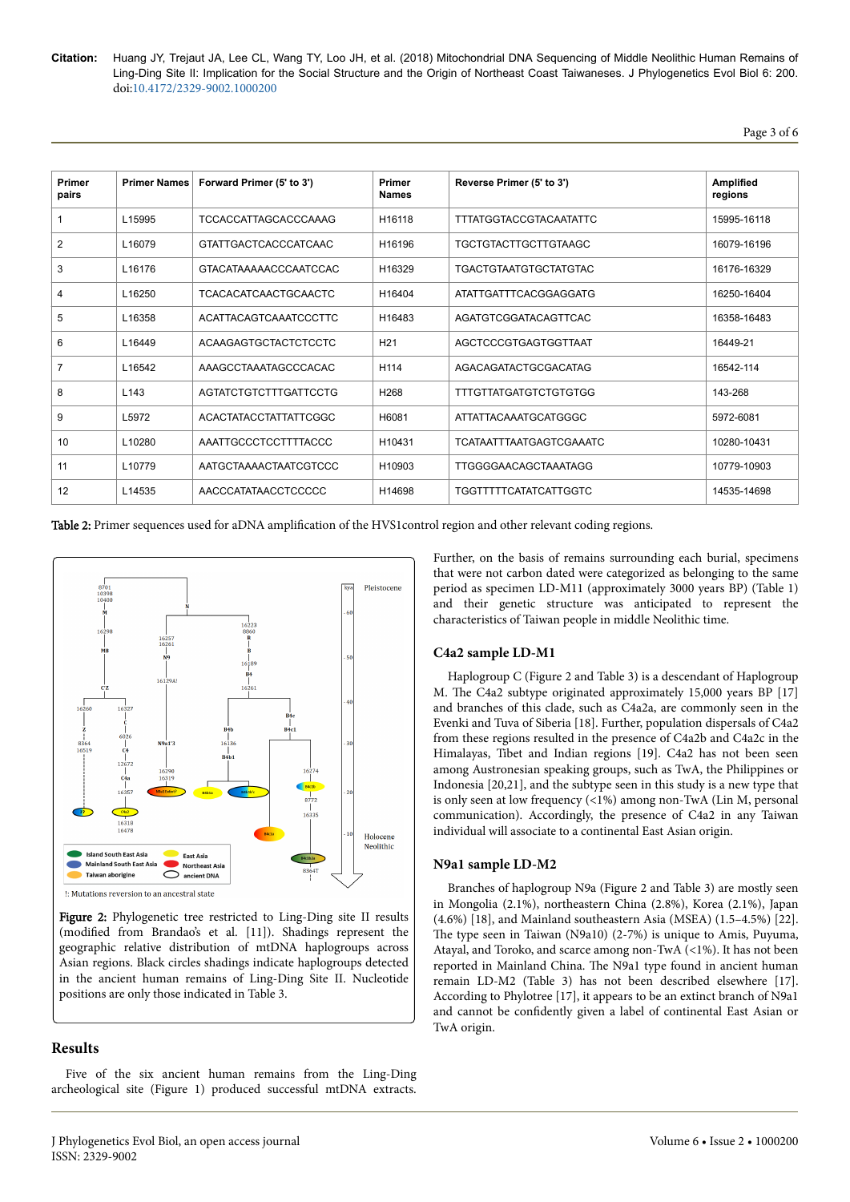| Primer pairs | Primer Names | Forward Primer (5' to 3') | Primer Names | Reverse Primer (5' to 3') | Amplified regions |
|---|---|---|---|---|---|
| 1 | L15995 | TCCACCATTAGCACCCAAAG | H16118 | TTTATGGTACCGTACAATATTC | 15995-16118 |
| 2 | L16079 | GTATTGACTCACCCATCAAC | H16196 | TGCTGTACTTGCTTGTAAGC | 16079-16196 |
| 3 | L16176 | GTACATAAAAACCCAATCCAC | H16329 | TGACTGTAATGTGCTATGTAC | 16176-16329 |
| 4 | L16250 | TCACACATCAACTGCAACTC | H16404 | ATATTGATTTCACGGAGGATG | 16250-16404 |
| 5 | L16358 | ACATTACAGTCAAATCCCTTC | H16483 | AGATGTCGGATACAGTTCAC | 16358-16483 |
| 6 | L16449 | ACAAGAGTGCTACTCTCCTC | H21 | AGCTCCCGTGAGTGGTTAAT | 16449-21 |
| 7 | L16542 | AAAGCCTAAATAGCCCACAC | H114 | AGACAGATACTGCGACATAG | 16542-114 |
| 8 | L143 | AGTATCTGTCTTTGATTCCTG | H268 | TTTGTTATGATGTCTGTGTGG | 143-268 |
| 9 | L5972 | ACACTATACCTATTATTCGGC | H6081 | ATTATTACAAATGCATGGGC | 5972-6081 |
| 10 | L10280 | AAATTGCCCTCCTTTTACCC | H10431 | TCATAATTTAATGAGTCGAAATC | 10280-10431 |
| 11 | L10779 | AATGCTAAAACTAATCGTCCC | H10903 | TTGGGGAACAGCTAAATAGG | 10779-10903 |
| 12 | L14535 | AACCCATATAACCTCCCCC | H14698 | TGGTTTTTCATATCATTGGTC | 14535-14698 |

**Table 2:** Primer sequences used for aDNA amplification of the HVS1control region and other relevant coding regions.

**Figure 2:** Phylogenetic tree restricted to Ling-Ding site II results (modified from Brandao's et al. [11]). Shadings represent the geographic relative distribution of mtDNA haplogroups across Asian regions. Black circles shadings indicate haplogroups detected in the ancient human remains of Ling-Ding Site II. Nucleotide positions are only those indicated in Table 3.

## Results

Five of the six ancient human remains from the Ling-Ding archeological site (Figure 1) produced successful mtDNA extracts. Further, on the basis of remains surrounding each burial, specimens that were not carbon dated were categorized as belonging to the same period as specimen LD-M11 (approximately 3000 years BP) (Table 1) and their genetic structure was anticipated to represent the characteristics of Taiwan people in middle Neolithic time.

### C4a2 sample LD-M1

Haplogroup C (Figure 2 and Table 3) is a descendant of Haplogroup M. The C4a2 subtype originated approximately 15,000 years BP [17] and branches of this clade, such as C4a2a, are commonly seen in the Evenki and Tuva of Siberia [18]. Further, population dispersals of C4a2 from these regions resulted in the presence of C4a2b and C4a2c in the Himalayas, Tibet and Indian regions [19]. C4a2 has not been seen among Austronesian speaking groups, such as TwA, the Philippines or Indonesia [20,21], and the subtype seen in this study is a new type that is only seen at low frequency (<1%) among non-TwA (Lin M, personal communication). Accordingly, the presence of C4a2 in any Taiwan individual will associate to a continental East Asian origin.

### N9a1 sample LD-M2

Branches of haplogroup N9a (Figure 2 and Table 3) are mostly seen in Mongolia (2.1%), northeastern China (2.8%), Korea (2.1%), Japan (4.6%) [18], and Mainland southeastern Asia (MSEA) (1.5–4.5%) [22]. The type seen in Taiwan (N9a10) (2-7%) is unique to Amis, Puyuma, Atayal, and Toroko, and scarce among non-TwA (<1%). It has not been reported in Mainland China. The N9a1 type found in ancient human remain LD-M2 (Table 3) has not been described elsewhere [17]. According to Phylotree [17], it appears to be an extinct branch of N9a1 and cannot be confidently given a label of continental East Asian or TwA origin.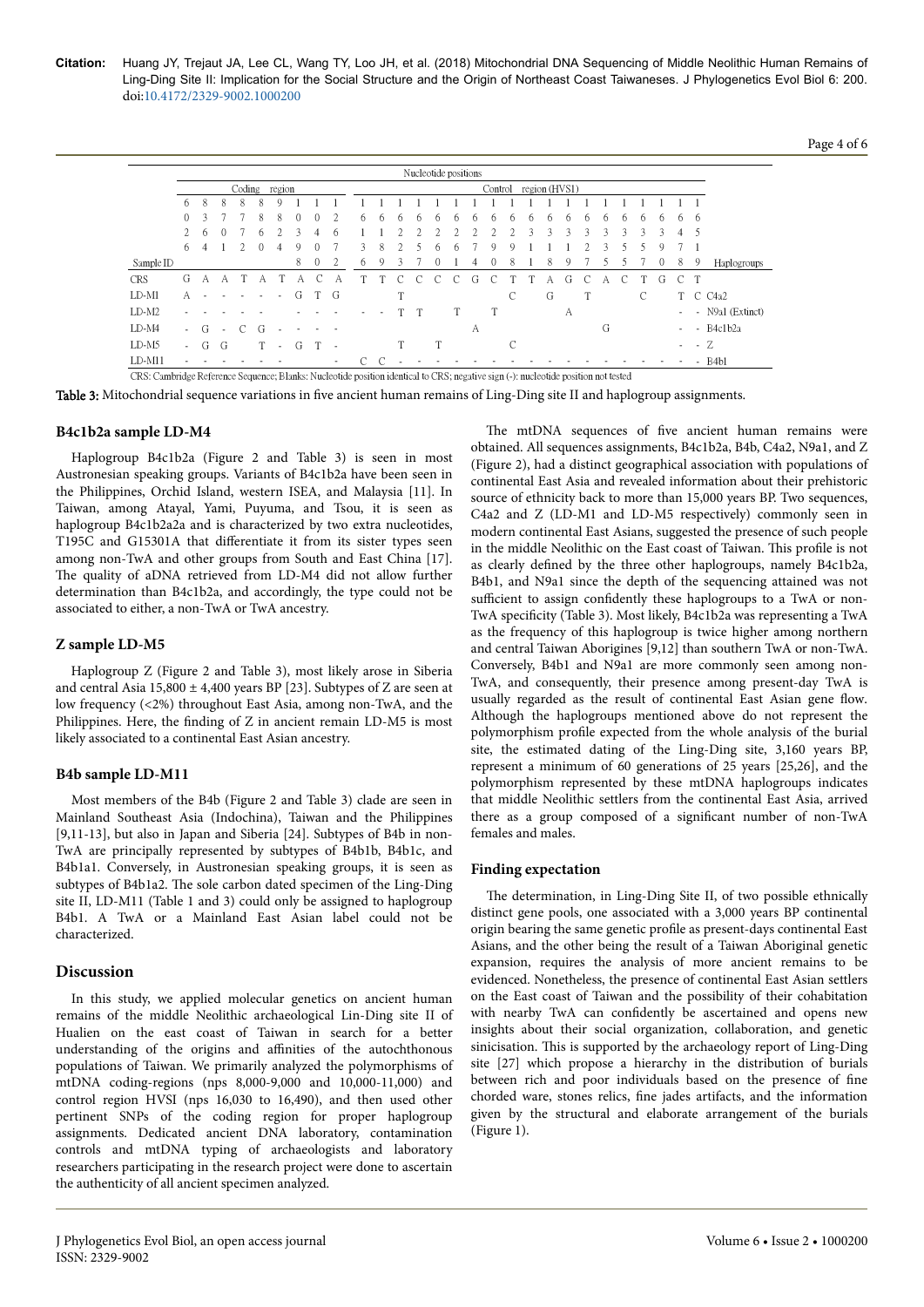| Sample ID | Nucleotide positions | | | | | | | | | | | | | | | | | | | | | | | | | | | | Haplogroups |
|---|---|---|---|---|---|---|---|---|---|---|---|---|---|---|---|---|---|---|---|---|---|---|---|---|---|---|---|---|---|
| | Coding region | | | | | | | | | Control region (HVS1) | | | | | | | | | | | | | | | | | | | |
| | 6026 | 8364 | 8701 | 8772 | 8860 | 9824 | 10398 | 10400 | 12672 | 16136 | 16189 | 16223 | 16257 | 16260 | 16261 | 16274 | 16290 | 16298 | 16311 | 16318 | 16319 | 16327 | 16335 | 16355 | 16357 | 16390 | 16478 | 16519 | |
| CRS | G | A | A | T | A | T | A | C | A | T | T | C | C | C | C | G | C | T | T | A | G | C | A | C | T | G | C | T | |
| LD-M1 | A | - | - | - | - | - | G | T | G | | | T | | | | | | C | | G | | T | | | C | | T | C | C4a2 |
| LD-M2 | - | - | - | - | - | - | - | - | - | - | - | T | T | | T | | T | | | | A | | | | | | - | - | N9a1 (Extinct) |
| LD-M4 | - | G | - | C | G | - | - | - | - | | | | | | | A | | | | | | | G | | | | - | - | B4c1b2a |
| LD-M5 | - | G | G | | T | - | G | T | - | | | T | | T | | | | C | | | | | | | | | - | - | Z |
| LD-M11 | - | - | - | - | - | - | - | - | - | C | C | - | - | - | - | - | - | - | - | - | - | - | - | - | - | - | - | - | B4b1 |

CRS: Cambridge Reference Sequence; Blanks: Nucleotide position identical to CRS; negative sign (-): nucleotide position not tested

**Table 3:** Mitochondrial sequence variations in five ancient human remains of Ling-Ding site II and haplogroup assignments.

### B4c1b2a sample LD-M4

Haplogroup B4c1b2a (Figure 2 and Table 3) is seen in most Austronesian speaking groups. Variants of B4c1b2a have been seen in the Philippines, Orchid Island, western ISEA, and Malaysia [11]. In Taiwan, among Atayal, Yami, Puyuma, and Tsou, it is seen as haplogroup B4c1b2a2a and is characterized by two extra nucleotides, T195C and G15301A that differentiate it from its sister types seen among non-TwA and other groups from South and East China [17]. The quality of aDNA retrieved from LD-M4 did not allow further determination than B4c1b2a, and accordingly, the type could not be associated to either, a non-TwA or TwA ancestry.

### Z sample LD-M5

Haplogroup Z (Figure 2 and Table 3), most likely arose in Siberia and central Asia 15,800 ± 4,400 years BP [23]. Subtypes of Z are seen at low frequency (<2%) throughout East Asia, among non-TwA, and the Philippines. Here, the finding of Z in ancient remain LD-M5 is most likely associated to a continental East Asian ancestry.

### B4b sample LD-M11

Most members of the B4b (Figure 2 and Table 3) clade are seen in Mainland Southeast Asia (Indochina), Taiwan and the Philippines [9,11-13], but also in Japan and Siberia [24]. Subtypes of B4b in non-TwA are principally represented by subtypes of B4b1b, B4b1c, and B4b1a1. Conversely, in Austronesian speaking groups, it is seen as subtypes of B4b1a2. The sole carbon dated specimen of the Ling-Ding site II, LD-M11 (Table 1 and 3) could only be assigned to haplogroup B4b1. A TwA or a Mainland East Asian label could not be characterized.

## Discussion

In this study, we applied molecular genetics on ancient human remains of the middle Neolithic archaeological Lin-Ding site II of Hualien on the east coast of Taiwan in search for a better understanding of the origins and affinities of the autochthonous populations of Taiwan. We primarily analyzed the polymorphisms of mtDNA coding-regions (nps 8,000-9,000 and 10,000-11,000) and control region HVSI (nps 16,030 to 16,490), and then used other pertinent SNPs of the coding region for proper haplogroup assignments. Dedicated ancient DNA laboratory, contamination controls and mtDNA typing of archaeologists and laboratory researchers participating in the research project were done to ascertain the authenticity of all ancient specimen analyzed.

The mtDNA sequences of five ancient human remains were obtained. All sequences assignments, B4c1b2a, B4b, C4a2, N9a1, and Z (Figure 2), had a distinct geographical association with populations of continental East Asia and revealed information about their prehistoric source of ethnicity back to more than 15,000 years BP. Two sequences, C4a2 and Z (LD-M1 and LD-M5 respectively) commonly seen in modern continental East Asians, suggested the presence of such people in the middle Neolithic on the East coast of Taiwan. This profile is not as clearly defined by the three other haplogroups, namely B4c1b2a, B4b1, and N9a1 since the depth of the sequencing attained was not sufficient to assign confidently these haplogroups to a TwA or non-TwA specificity (Table 3). Most likely, B4c1b2a was representing a TwA as the frequency of this haplogroup is twice higher among northern and central Taiwan Aborigines [9,12] than southern TwA or non-TwA. Conversely, B4b1 and N9a1 are more commonly seen among non-TwA, and consequently, their presence among present-day TwA is usually regarded as the result of continental East Asian gene flow. Although the haplogroups mentioned above do not represent the polymorphism profile expected from the whole analysis of the burial site, the estimated dating of the Ling-Ding site, 3,160 years BP, represent a minimum of 60 generations of 25 years [25,26], and the polymorphism represented by these mtDNA haplogroups indicates that middle Neolithic settlers from the continental East Asia, arrived there as a group composed of a significant number of non-TwA females and males.

### Finding expectation

The determination, in Ling-Ding Site II, of two possible ethnically distinct gene pools, one associated with a 3,000 years BP continental origin bearing the same genetic profile as present-days continental East Asians, and the other being the result of a Taiwan Aboriginal genetic expansion, requires the analysis of more ancient remains to be evidenced. Nonetheless, the presence of continental East Asian settlers on the East coast of Taiwan and the possibility of their cohabitation with nearby TwA can confidently be ascertained and opens new insights about their social organization, collaboration, and genetic sinicisation. This is supported by the archaeology report of Ling-Ding site [27] which propose a hierarchy in the distribution of burials between rich and poor individuals based on the presence of fine chorded ware, stones relics, fine jades artifacts, and the information given by the structural and elaborate arrangement of the burials (Figure 1).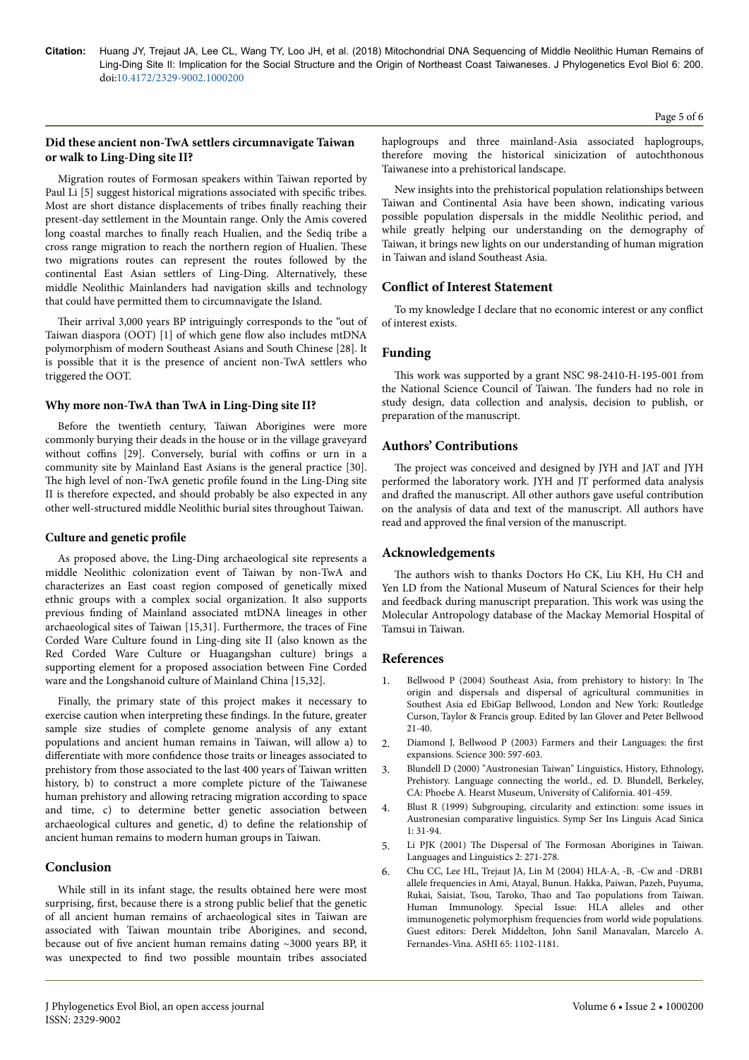### Did these ancient non-TwA settlers circumnavigate Taiwan or walk to Ling-Ding site II?

Migration routes of Formosan speakers within Taiwan reported by Paul Li [5] suggest historical migrations associated with specific tribes. Most are short distance displacements of tribes finally reaching their present-day settlement in the Mountain range. Only the Amis covered long coastal marches to finally reach Hualien, and the Sediq tribe a cross range migration to reach the northern region of Hualien. These two migrations routes can represent the routes followed by the continental East Asian settlers of Ling-Ding. Alternatively, these middle Neolithic Mainlanders had navigation skills and technology that could have permitted them to circumnavigate the Island.

Their arrival 3,000 years BP intriguingly corresponds to the "out of Taiwan diaspora (OOT) [1] of which gene flow also includes mtDNA polymorphism of modern Southeast Asians and South Chinese [28]. It is possible that it is the presence of ancient non-TwA settlers who triggered the OOT.

### Why more non-TwA than TwA in Ling-Ding site II?

Before the twentieth century, Taiwan Aborigines were more commonly burying their deads in the house or in the village graveyard without coffins [29]. Conversely, burial with coffins or urn in a community site by Mainland East Asians is the general practice [30]. The high level of non-TwA genetic profile found in the Ling-Ding site II is therefore expected, and should probably be also expected in any other well-structured middle Neolithic burial sites throughout Taiwan.

### Culture and genetic profile

As proposed above, the Ling-Ding archaeological site represents a middle Neolithic colonization event of Taiwan by non-TwA and characterizes an East coast region composed of genetically mixed ethnic groups with a complex social organization. It also supports previous finding of Mainland associated mtDNA lineages in other archaeological sites of Taiwan [15,31]. Furthermore, the traces of Fine Corded Ware Culture found in Ling-ding site II (also known as the Red Corded Ware Culture or Huagangshan culture) brings a supporting element for a proposed association between Fine Corded ware and the Longshanoid culture of Mainland China [15,32].

Finally, the primary state of this project makes it necessary to exercise caution when interpreting these findings. In the future, greater sample size studies of complete genome analysis of any extant populations and ancient human remains in Taiwan, will allow a) to differentiate with more confidence those traits or lineages associated to prehistory from those associated to the last 400 years of Taiwan written history, b) to construct a more complete picture of the Taiwanese human prehistory and allowing retracing migration according to space and time, c) to determine better genetic association between archaeological cultures and genetic, d) to define the relationship of ancient human remains to modern human groups in Taiwan.

## Conclusion

While still in its infant stage, the results obtained here were most surprising, first, because there is a strong public belief that the genetic of all ancient human remains of archaeological sites in Taiwan are associated with Taiwan mountain tribe Aborigines, and second, because out of five ancient human remains dating ~3000 years BP, it was unexpected to find two possible mountain tribes associated haplogroups and three mainland-Asia associated haplogroups, therefore moving the historical sinicization of autochthonous Taiwanese into a prehistorical landscape.

New insights into the prehistorical population relationships between Taiwan and Continental Asia have been shown, indicating various possible population dispersals in the middle Neolithic period, and while greatly helping our understanding on the demography of Taiwan, it brings new lights on our understanding of human migration in Taiwan and island Southeast Asia.

## Conflict of Interest Statement

To my knowledge I declare that no economic interest or any conflict of interest exists.

## Funding

This work was supported by a grant NSC 98-2410-H-195-001 from the National Science Council of Taiwan. The funders had no role in study design, data collection and analysis, decision to publish, or preparation of the manuscript.

## Authors' Contributions

The project was conceived and designed by JYH and JAT and JYH performed the laboratory work. JYH and JT performed data analysis and drafted the manuscript. All other authors gave useful contribution on the analysis of data and text of the manuscript. All authors have read and approved the final version of the manuscript.

## Acknowledgements

The authors wish to thanks Doctors Ho CK, Liu KH, Hu CH and Yen LD from the National Museum of Natural Sciences for their help and feedback during manuscript preparation. This work was using the Molecular Antropology database of the Mackay Memorial Hospital of Tamsui in Taiwan.

## References

1. Bellwood P (2004) Southeast Asia, from prehistory to history: In The origin and dispersals and dispersal of agricultural communities in Southest Asia ed EbiGap Bellwood, London and New York: Routledge Curson, Taylor & Francis group. Edited by Ian Glover and Peter Bellwood 21-40.
2. Diamond J, Bellwood P (2003) Farmers and their Languages: the first expansions. Science 300: 597-603.
3. Blundell D (2000) "Austronesian Taiwan" Linguistics, History, Ethnology, Prehistory. Language connecting the world., ed. D. Blundell, Berkeley, CA: Phoebe A. Hearst Museum, University of California. 401-459.
4. Blust R (1999) Subgrouping, circularity and extinction: some issues in Austronesian comparative linguistics. Symp Ser Ins Linguis Acad Sinica 1: 31-94.
5. Li PJK (2001) The Dispersal of The Formosan Aborigines in Taiwan. Languages and Linguistics 2: 271-278.
6. Chu CC, Lee HL, Trejaut JA, Lin M (2004) HLA-A, -B, -Cw and -DRB1 allele frequencies in Ami, Atayal, Bunun. Hakka, Paiwan, Pazeh, Puyuma, Rukai, Saisiat, Tsou, Taroko, Thao and Tao populations from Taiwan. Human Immunology. Special Issue: HLA alleles and other immunogenetic polymorphism frequencies from world wide populations. Guest editors: Derek Middelton, John Sanil Manavalan, Marcelo A. Fernandes-Vina. ASHI 65: 1102-1181.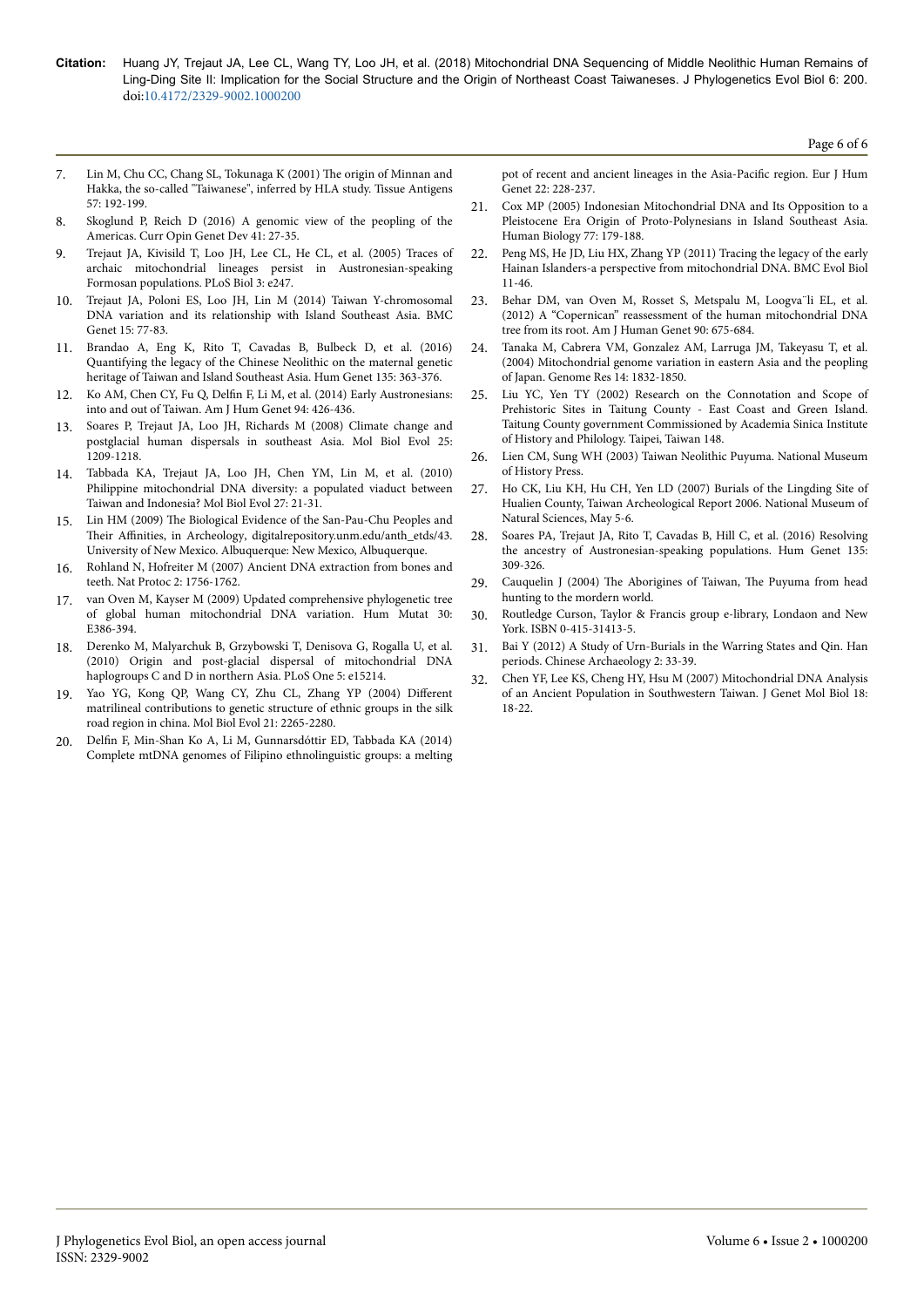7. Lin M, Chu CC, Chang SL, Tokunaga K (2001) The origin of Minnan and Hakka, the so-called "Taiwanese", inferred by HLA study. Tissue Antigens 57: 192-199.
8. Skoglund P, Reich D (2016) A genomic view of the peopling of the Americas. Curr Opin Genet Dev 41: 27-35.
9. Trejaut JA, Kivisild T, Loo JH, Lee CL, He CL, et al. (2005) Traces of archaic mitochondrial lineages persist in Austronesian-speaking Formosan populations. PLoS Biol 3: e247.
10. Trejaut JA, Poloni ES, Loo JH, Lin M (2014) Taiwan Y-chromosomal DNA variation and its relationship with Island Southeast Asia. BMC Genet 15: 77-83.
11. Brandao A, Eng K, Rito T, Cavadas B, Bulbeck D, et al. (2016) Quantifying the legacy of the Chinese Neolithic on the maternal genetic heritage of Taiwan and Island Southeast Asia. Hum Genet 135: 363-376.
12. Ko AM, Chen CY, Fu Q, Delfin F, Li M, et al. (2014) Early Austronesians: into and out of Taiwan. Am J Hum Genet 94: 426-436.
13. Soares P, Trejaut JA, Loo JH, Richards M (2008) Climate change and postglacial human dispersals in southeast Asia. Mol Biol Evol 25: 1209-1218.
14. Tabbada KA, Trejaut JA, Loo JH, Chen YM, Lin M, et al. (2010) Philippine mitochondrial DNA diversity: a populated viaduct between Taiwan and Indonesia? Mol Biol Evol 27: 21-31.
15. Lin HM (2009) The Biological Evidence of the San-Pau-Chu Peoples and Their Affinities, in Archeology, digitalrepository.unm.edu/anth_etds/43. University of New Mexico. Albuquerque: New Mexico, Albuquerque.
16. Rohland N, Hofreiter M (2007) Ancient DNA extraction from bones and teeth. Nat Protoc 2: 1756-1762.
17. van Oven M, Kayser M (2009) Updated comprehensive phylogenetic tree of global human mitochondrial DNA variation. Hum Mutat 30: E386-394.
18. Derenko M, Malyarchuk B, Grzybowski T, Denisova G, Rogalla U, et al. (2010) Origin and post-glacial dispersal of mitochondrial DNA haplogroups C and D in northern Asia. PLoS One 5: e15214.
19. Yao YG, Kong QP, Wang CY, Zhu CL, Zhang YP (2004) Different matrilineal contributions to genetic structure of ethnic groups in the silk road region in china. Mol Biol Evol 21: 2265-2280.
20. Delfin F, Min-Shan Ko A, Li M, Gunnarsdóttir ED, Tabbada KA (2014) Complete mtDNA genomes of Filipino ethnolinguistic groups: a melting pot of recent and ancient lineages in the Asia-Pacific region. Eur J Hum Genet 22: 228-237.
21. Cox MP (2005) Indonesian Mitochondrial DNA and Its Opposition to a Pleistocene Era Origin of Proto-Polynesians in Island Southeast Asia. Human Biology 77: 179-188.
22. Peng MS, He JD, Liu HX, Zhang YP (2011) Tracing the legacy of the early Hainan Islanders-a perspective from mitochondrial DNA. BMC Evol Biol 11-46.
23. Behar DM, van Oven M, Rosset S, Metspalu M, Loogva¨li EL, et al. (2012) A "Copernican" reassessment of the human mitochondrial DNA tree from its root. Am J Human Genet 90: 675-684.
24. Tanaka M, Cabrera VM, Gonzalez AM, Larruga JM, Takeyasu T, et al. (2004) Mitochondrial genome variation in eastern Asia and the peopling of Japan. Genome Res 14: 1832-1850.
25. Liu YC, Yen TY (2002) Research on the Connotation and Scope of Prehistoric Sites in Taitung County - East Coast and Green Island. Taitung County government Commissioned by Academia Sinica Institute of History and Philology. Taipei, Taiwan 148.
26. Lien CM, Sung WH (2003) Taiwan Neolithic Puyuma. National Museum of History Press.
27. Ho CK, Liu KH, Hu CH, Yen LD (2007) Burials of the Lingding Site of Hualien County, Taiwan Archeological Report 2006. National Museum of Natural Sciences, May 5-6.
28. Soares PA, Trejaut JA, Rito T, Cavadas B, Hill C, et al. (2016) Resolving the ancestry of Austronesian-speaking populations. Hum Genet 135: 309-326.
29. Cauquelin J (2004) The Aborigines of Taiwan, The Puyuma from head hunting to the mordern world.
30. Routledge Curson, Taylor & Francis group e-library, Londaon and New York. ISBN 0-415-31413-5.
31. Bai Y (2012) A Study of Urn-Burials in the Warring States and Qin. Han periods. Chinese Archaeology 2: 33-39.
32. Chen YF, Lee KS, Cheng HY, Hsu M (2007) Mitochondrial DNA Analysis of an Ancient Population in Southwestern Taiwan. J Genet Mol Biol 18: 18-22.